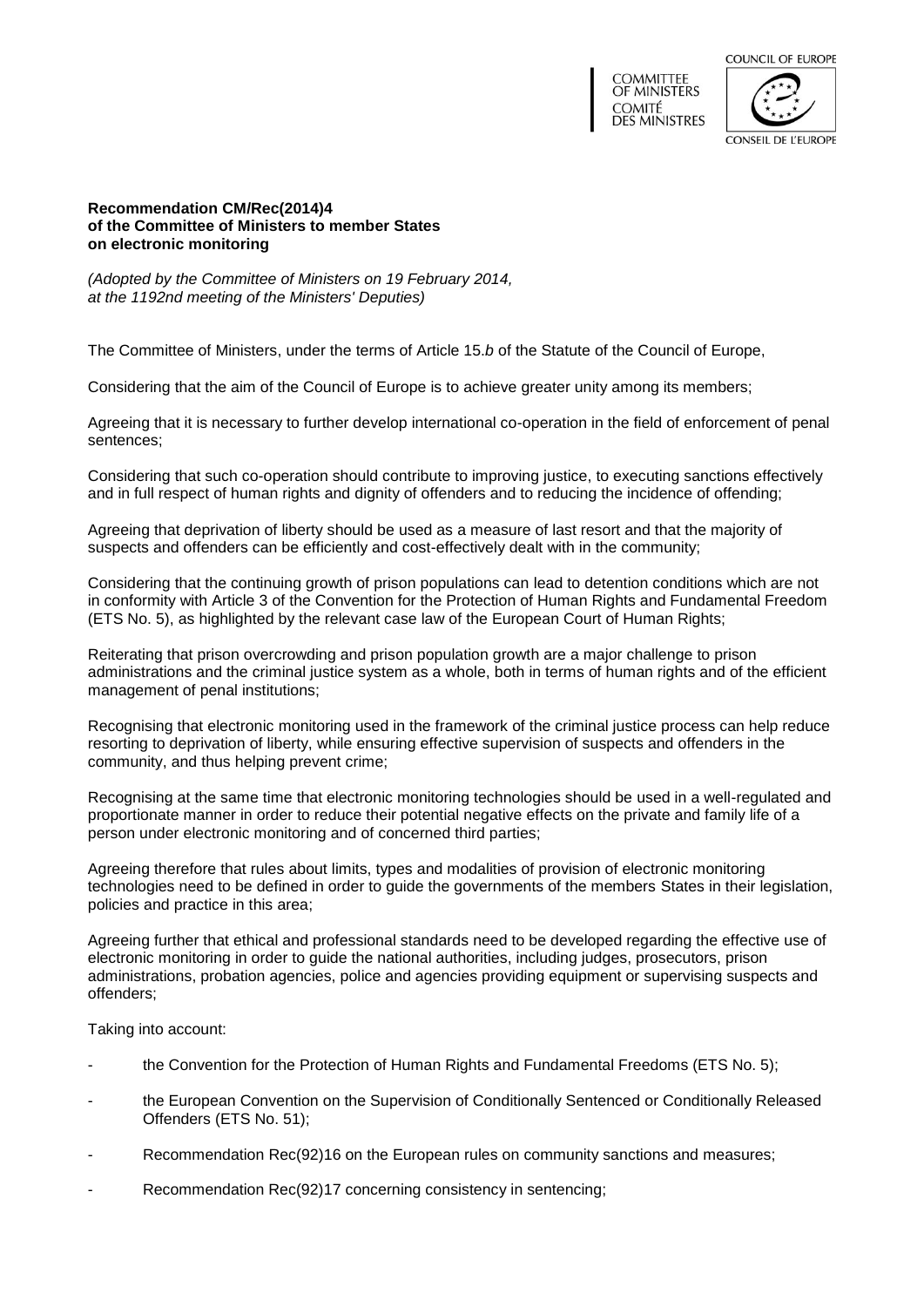COMMITTEE OF MINISTERS
COMITÉ DES MINISTRES

COUNCIL OF EUROPE
CONSEIL DE L'EUROPE

**Recommendation CM/Rec(2014)4**
**of the Committee of Ministers to member States**
**on electronic monitoring**

*(Adopted by the Committee of Ministers on 19 February 2014,*
*at the 1192nd meeting of the Ministers' Deputies)*

The Committee of Ministers, under the terms of Article 15.*b* of the Statute of the Council of Europe,

Considering that the aim of the Council of Europe is to achieve greater unity among its members;

Agreeing that it is necessary to further develop international co-operation in the field of enforcement of penal sentences;

Considering that such co-operation should contribute to improving justice, to executing sanctions effectively and in full respect of human rights and dignity of offenders and to reducing the incidence of offending;

Agreeing that deprivation of liberty should be used as a measure of last resort and that the majority of suspects and offenders can be efficiently and cost-effectively dealt with in the community;

Considering that the continuing growth of prison populations can lead to detention conditions which are not in conformity with Article 3 of the Convention for the Protection of Human Rights and Fundamental Freedom (ETS No. 5), as highlighted by the relevant case law of the European Court of Human Rights;

Reiterating that prison overcrowding and prison population growth are a major challenge to prison administrations and the criminal justice system as a whole, both in terms of human rights and of the efficient management of penal institutions;

Recognising that electronic monitoring used in the framework of the criminal justice process can help reduce resorting to deprivation of liberty, while ensuring effective supervision of suspects and offenders in the community, and thus helping prevent crime;

Recognising at the same time that electronic monitoring technologies should be used in a well-regulated and proportionate manner in order to reduce their potential negative effects on the private and family life of a person under electronic monitoring and of concerned third parties;

Agreeing therefore that rules about limits, types and modalities of provision of electronic monitoring technologies need to be defined in order to guide the governments of the members States in their legislation, policies and practice in this area;

Agreeing further that ethical and professional standards need to be developed regarding the effective use of electronic monitoring in order to guide the national authorities, including judges, prosecutors, prison administrations, probation agencies, police and agencies providing equipment or supervising suspects and offenders;

Taking into account:

- the Convention for the Protection of Human Rights and Fundamental Freedoms (ETS No. 5);
- the European Convention on the Supervision of Conditionally Sentenced or Conditionally Released Offenders (ETS No. 51);
- Recommendation Rec(92)16 on the European rules on community sanctions and measures;
- Recommendation Rec(92)17 concerning consistency in sentencing;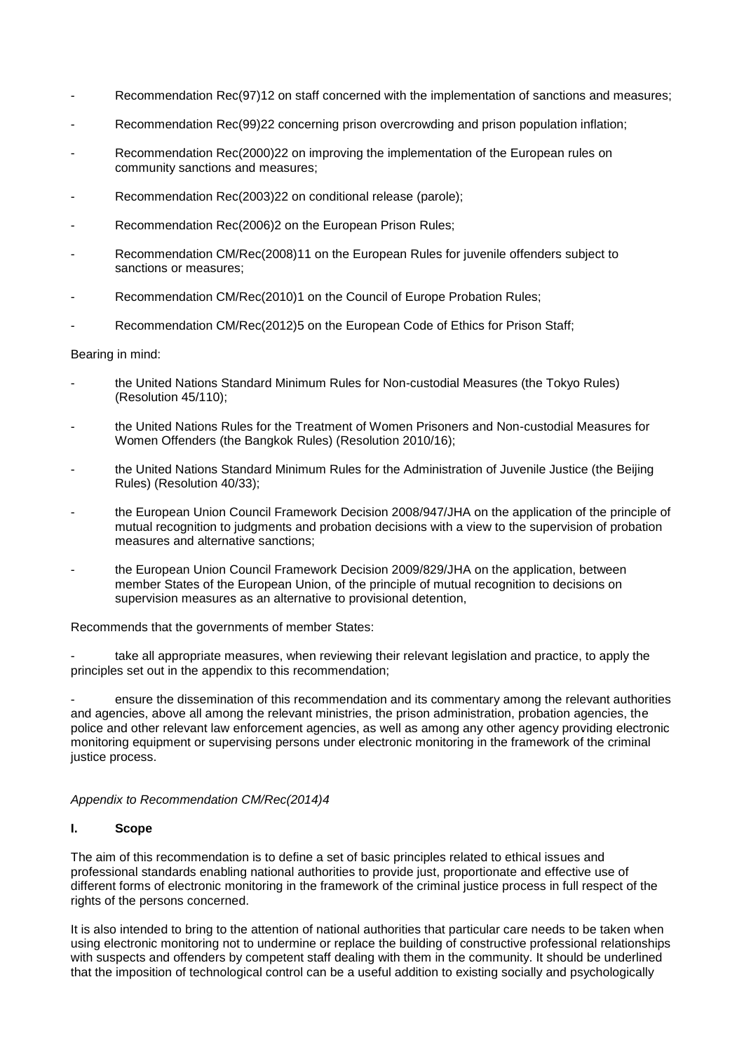- Recommendation Rec(97)12 on staff concerned with the implementation of sanctions and measures;
- Recommendation Rec(99)22 concerning prison overcrowding and prison population inflation;
- Recommendation Rec(2000)22 on improving the implementation of the European rules on community sanctions and measures;
- Recommendation Rec(2003)22 on conditional release (parole);
- Recommendation Rec(2006)2 on the European Prison Rules;
- Recommendation CM/Rec(2008)11 on the European Rules for juvenile offenders subject to sanctions or measures;
- Recommendation CM/Rec(2010)1 on the Council of Europe Probation Rules;
- Recommendation CM/Rec(2012)5 on the European Code of Ethics for Prison Staff;

Bearing in mind:

- the United Nations Standard Minimum Rules for Non-custodial Measures (the Tokyo Rules) (Resolution 45/110);
- the United Nations Rules for the Treatment of Women Prisoners and Non-custodial Measures for Women Offenders (the Bangkok Rules) (Resolution 2010/16);
- the United Nations Standard Minimum Rules for the Administration of Juvenile Justice (the Beijing Rules) (Resolution 40/33);
- the European Union Council Framework Decision 2008/947/JHA on the application of the principle of mutual recognition to judgments and probation decisions with a view to the supervision of probation measures and alternative sanctions;
- the European Union Council Framework Decision 2009/829/JHA on the application, between member States of the European Union, of the principle of mutual recognition to decisions on supervision measures as an alternative to provisional detention,

Recommends that the governments of member States:

- take all appropriate measures, when reviewing their relevant legislation and practice, to apply the principles set out in the appendix to this recommendation;
- ensure the dissemination of this recommendation and its commentary among the relevant authorities and agencies, above all among the relevant ministries, the prison administration, probation agencies, the police and other relevant law enforcement agencies, as well as among any other agency providing electronic monitoring equipment or supervising persons under electronic monitoring in the framework of the criminal justice process.

*Appendix to Recommendation CM/Rec(2014)4*

## I. Scope

The aim of this recommendation is to define a set of basic principles related to ethical issues and professional standards enabling national authorities to provide just, proportionate and effective use of different forms of electronic monitoring in the framework of the criminal justice process in full respect of the rights of the persons concerned.

It is also intended to bring to the attention of national authorities that particular care needs to be taken when using electronic monitoring not to undermine or replace the building of constructive professional relationships with suspects and offenders by competent staff dealing with them in the community. It should be underlined that the imposition of technological control can be a useful addition to existing socially and psychologically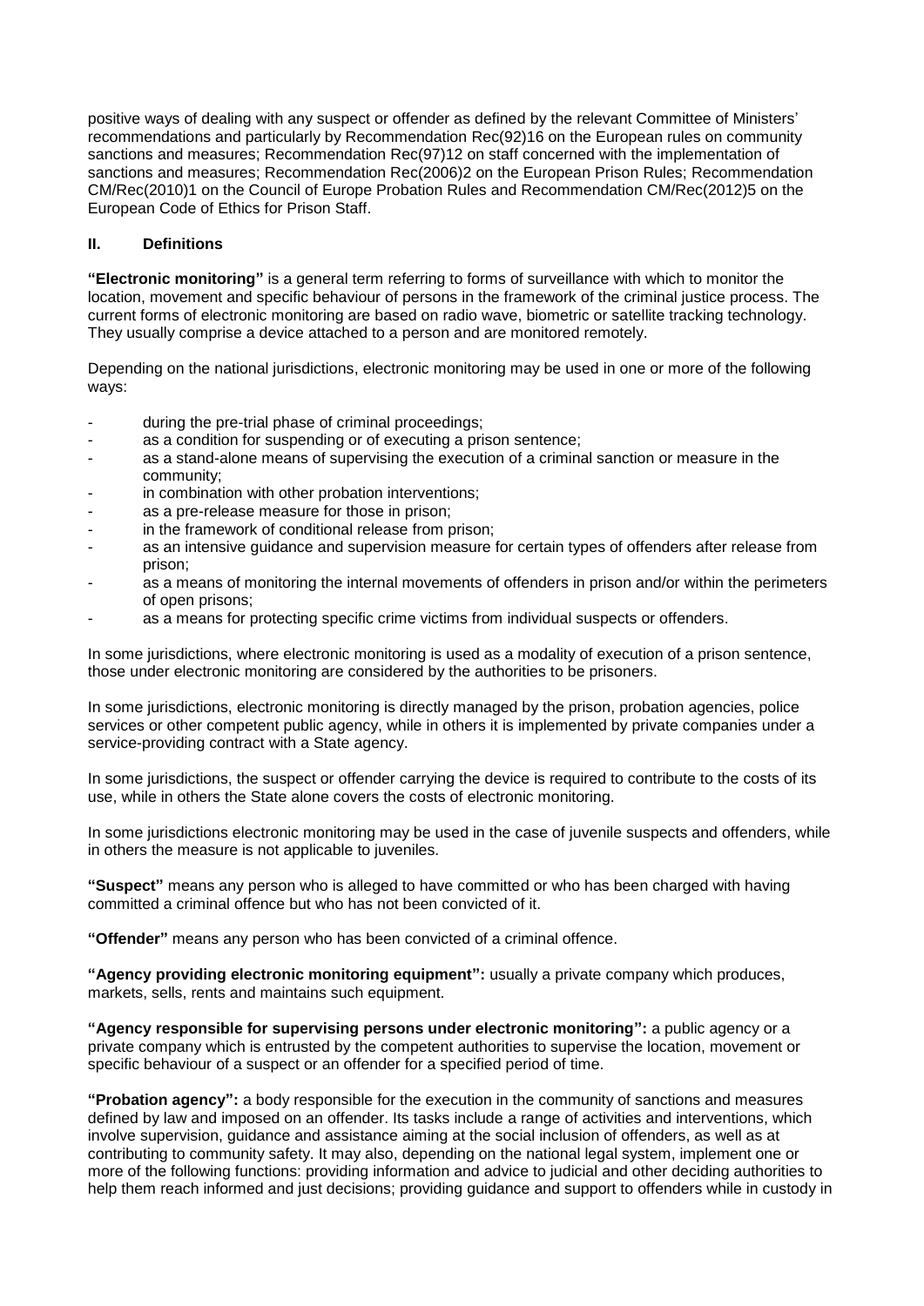positive ways of dealing with any suspect or offender as defined by the relevant Committee of Ministers' recommendations and particularly by Recommendation Rec(92)16 on the European rules on community sanctions and measures; Recommendation Rec(97)12 on staff concerned with the implementation of sanctions and measures; Recommendation Rec(2006)2 on the European Prison Rules; Recommendation CM/Rec(2010)1 on the Council of Europe Probation Rules and Recommendation CM/Rec(2012)5 on the European Code of Ethics for Prison Staff.

## II. Definitions

**"Electronic monitoring"** is a general term referring to forms of surveillance with which to monitor the location, movement and specific behaviour of persons in the framework of the criminal justice process. The current forms of electronic monitoring are based on radio wave, biometric or satellite tracking technology. They usually comprise a device attached to a person and are monitored remotely.

Depending on the national jurisdictions, electronic monitoring may be used in one or more of the following ways:

- during the pre-trial phase of criminal proceedings;
- as a condition for suspending or of executing a prison sentence;
- as a stand-alone means of supervising the execution of a criminal sanction or measure in the community;
- in combination with other probation interventions;
- as a pre-release measure for those in prison;
- in the framework of conditional release from prison;
- as an intensive guidance and supervision measure for certain types of offenders after release from prison;
- as a means of monitoring the internal movements of offenders in prison and/or within the perimeters of open prisons;
- as a means for protecting specific crime victims from individual suspects or offenders.

In some jurisdictions, where electronic monitoring is used as a modality of execution of a prison sentence, those under electronic monitoring are considered by the authorities to be prisoners.

In some jurisdictions, electronic monitoring is directly managed by the prison, probation agencies, police services or other competent public agency, while in others it is implemented by private companies under a service-providing contract with a State agency.

In some jurisdictions, the suspect or offender carrying the device is required to contribute to the costs of its use, while in others the State alone covers the costs of electronic monitoring.

In some jurisdictions electronic monitoring may be used in the case of juvenile suspects and offenders, while in others the measure is not applicable to juveniles.

**"Suspect"** means any person who is alleged to have committed or who has been charged with having committed a criminal offence but who has not been convicted of it.

**"Offender"** means any person who has been convicted of a criminal offence.

**"Agency providing electronic monitoring equipment":** usually a private company which produces, markets, sells, rents and maintains such equipment.

**"Agency responsible for supervising persons under electronic monitoring":** a public agency or a private company which is entrusted by the competent authorities to supervise the location, movement or specific behaviour of a suspect or an offender for a specified period of time.

**"Probation agency":** a body responsible for the execution in the community of sanctions and measures defined by law and imposed on an offender. Its tasks include a range of activities and interventions, which involve supervision, guidance and assistance aiming at the social inclusion of offenders, as well as at contributing to community safety. It may also, depending on the national legal system, implement one or more of the following functions: providing information and advice to judicial and other deciding authorities to help them reach informed and just decisions; providing guidance and support to offenders while in custody in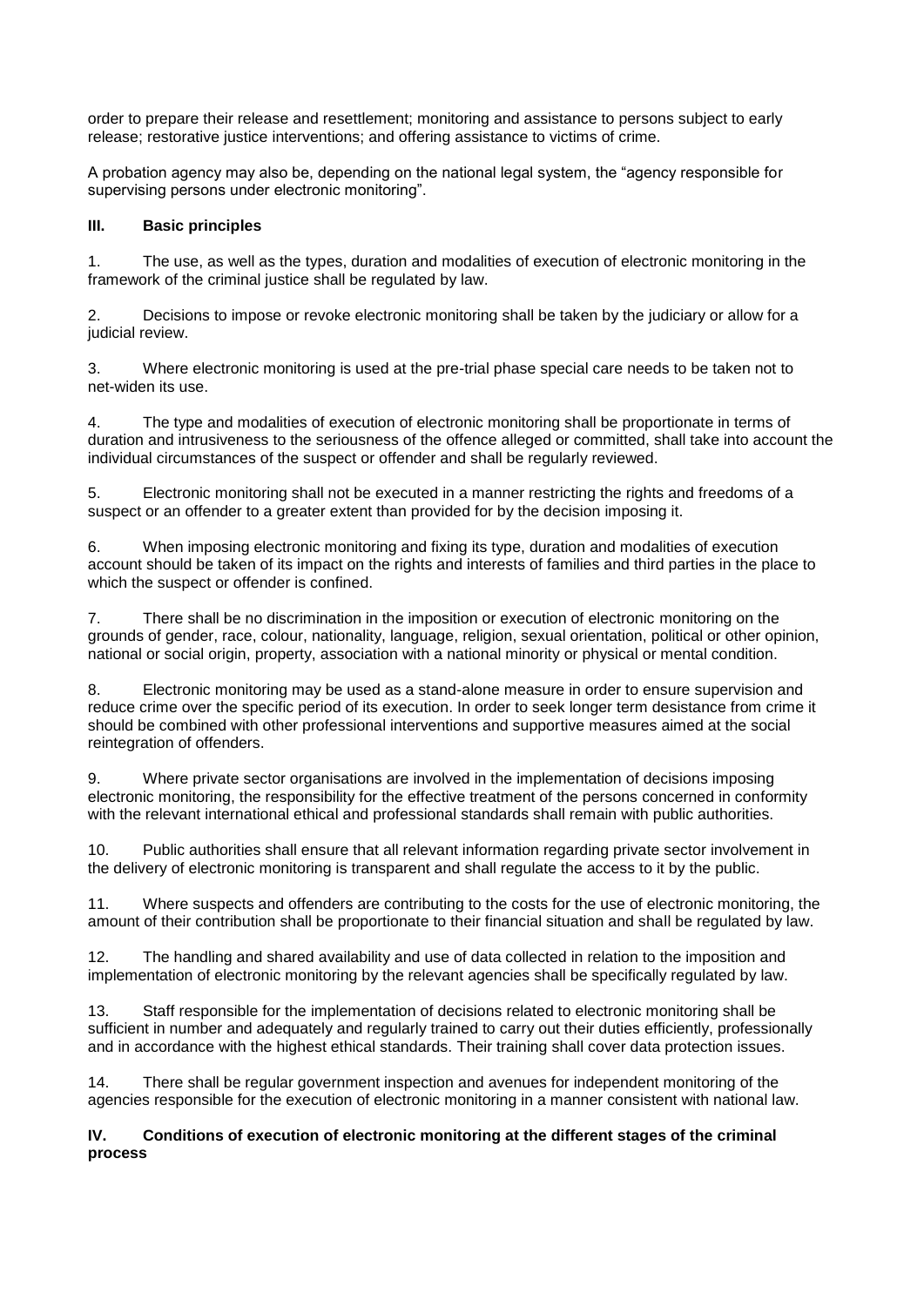order to prepare their release and resettlement; monitoring and assistance to persons subject to early release; restorative justice interventions; and offering assistance to victims of crime.

A probation agency may also be, depending on the national legal system, the "agency responsible for supervising persons under electronic monitoring".

## III. Basic principles

1. The use, as well as the types, duration and modalities of execution of electronic monitoring in the framework of the criminal justice shall be regulated by law.

2. Decisions to impose or revoke electronic monitoring shall be taken by the judiciary or allow for a judicial review.

3. Where electronic monitoring is used at the pre-trial phase special care needs to be taken not to net-widen its use.

4. The type and modalities of execution of electronic monitoring shall be proportionate in terms of duration and intrusiveness to the seriousness of the offence alleged or committed, shall take into account the individual circumstances of the suspect or offender and shall be regularly reviewed.

5. Electronic monitoring shall not be executed in a manner restricting the rights and freedoms of a suspect or an offender to a greater extent than provided for by the decision imposing it.

6. When imposing electronic monitoring and fixing its type, duration and modalities of execution account should be taken of its impact on the rights and interests of families and third parties in the place to which the suspect or offender is confined.

7. There shall be no discrimination in the imposition or execution of electronic monitoring on the grounds of gender, race, colour, nationality, language, religion, sexual orientation, political or other opinion, national or social origin, property, association with a national minority or physical or mental condition.

8. Electronic monitoring may be used as a stand-alone measure in order to ensure supervision and reduce crime over the specific period of its execution. In order to seek longer term desistance from crime it should be combined with other professional interventions and supportive measures aimed at the social reintegration of offenders.

9. Where private sector organisations are involved in the implementation of decisions imposing electronic monitoring, the responsibility for the effective treatment of the persons concerned in conformity with the relevant international ethical and professional standards shall remain with public authorities.

10. Public authorities shall ensure that all relevant information regarding private sector involvement in the delivery of electronic monitoring is transparent and shall regulate the access to it by the public.

11. Where suspects and offenders are contributing to the costs for the use of electronic monitoring, the amount of their contribution shall be proportionate to their financial situation and shall be regulated by law.

12. The handling and shared availability and use of data collected in relation to the imposition and implementation of electronic monitoring by the relevant agencies shall be specifically regulated by law.

13. Staff responsible for the implementation of decisions related to electronic monitoring shall be sufficient in number and adequately and regularly trained to carry out their duties efficiently, professionally and in accordance with the highest ethical standards. Their training shall cover data protection issues.

14. There shall be regular government inspection and avenues for independent monitoring of the agencies responsible for the execution of electronic monitoring in a manner consistent with national law.

## IV. Conditions of execution of electronic monitoring at the different stages of the criminal process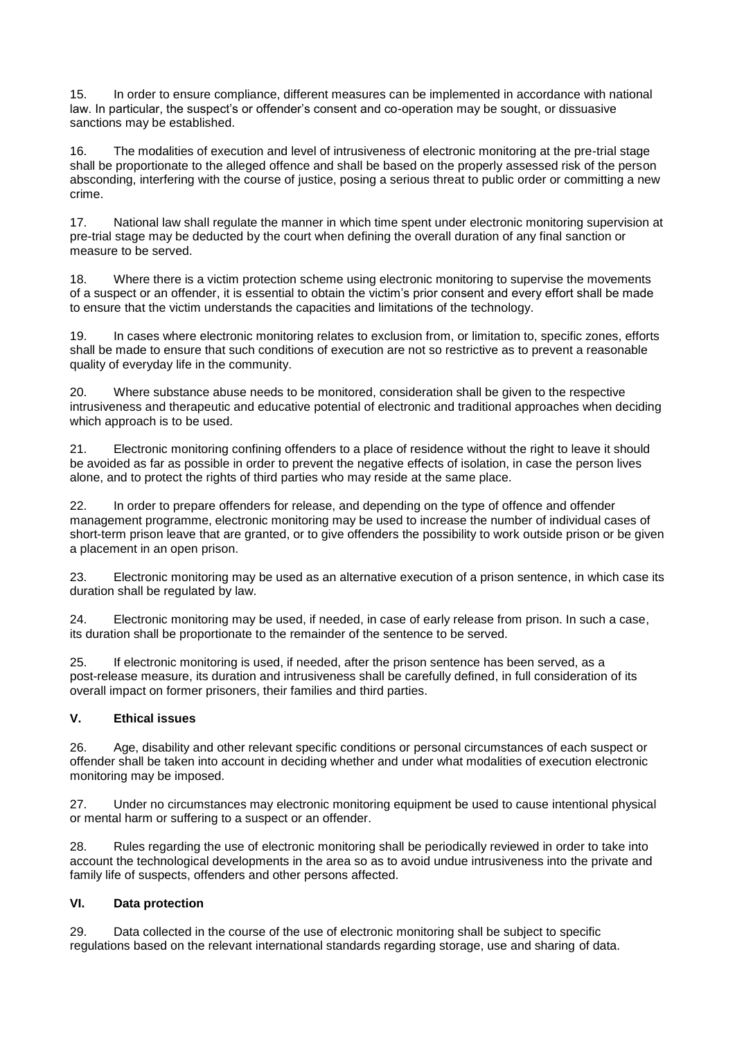15. In order to ensure compliance, different measures can be implemented in accordance with national law. In particular, the suspect's or offender's consent and co-operation may be sought, or dissuasive sanctions may be established.

16. The modalities of execution and level of intrusiveness of electronic monitoring at the pre-trial stage shall be proportionate to the alleged offence and shall be based on the properly assessed risk of the person absconding, interfering with the course of justice, posing a serious threat to public order or committing a new crime.

17. National law shall regulate the manner in which time spent under electronic monitoring supervision at pre-trial stage may be deducted by the court when defining the overall duration of any final sanction or measure to be served.

18. Where there is a victim protection scheme using electronic monitoring to supervise the movements of a suspect or an offender, it is essential to obtain the victim's prior consent and every effort shall be made to ensure that the victim understands the capacities and limitations of the technology.

19. In cases where electronic monitoring relates to exclusion from, or limitation to, specific zones, efforts shall be made to ensure that such conditions of execution are not so restrictive as to prevent a reasonable quality of everyday life in the community.

20. Where substance abuse needs to be monitored, consideration shall be given to the respective intrusiveness and therapeutic and educative potential of electronic and traditional approaches when deciding which approach is to be used.

21. Electronic monitoring confining offenders to a place of residence without the right to leave it should be avoided as far as possible in order to prevent the negative effects of isolation, in case the person lives alone, and to protect the rights of third parties who may reside at the same place.

22. In order to prepare offenders for release, and depending on the type of offence and offender management programme, electronic monitoring may be used to increase the number of individual cases of short-term prison leave that are granted, or to give offenders the possibility to work outside prison or be given a placement in an open prison.

23. Electronic monitoring may be used as an alternative execution of a prison sentence, in which case its duration shall be regulated by law.

24. Electronic monitoring may be used, if needed, in case of early release from prison. In such a case, its duration shall be proportionate to the remainder of the sentence to be served.

25. If electronic monitoring is used, if needed, after the prison sentence has been served, as a post-release measure, its duration and intrusiveness shall be carefully defined, in full consideration of its overall impact on former prisoners, their families and third parties.

## V. Ethical issues

26. Age, disability and other relevant specific conditions or personal circumstances of each suspect or offender shall be taken into account in deciding whether and under what modalities of execution electronic monitoring may be imposed.

27. Under no circumstances may electronic monitoring equipment be used to cause intentional physical or mental harm or suffering to a suspect or an offender.

28. Rules regarding the use of electronic monitoring shall be periodically reviewed in order to take into account the technological developments in the area so as to avoid undue intrusiveness into the private and family life of suspects, offenders and other persons affected.

## VI. Data protection

29. Data collected in the course of the use of electronic monitoring shall be subject to specific regulations based on the relevant international standards regarding storage, use and sharing of data.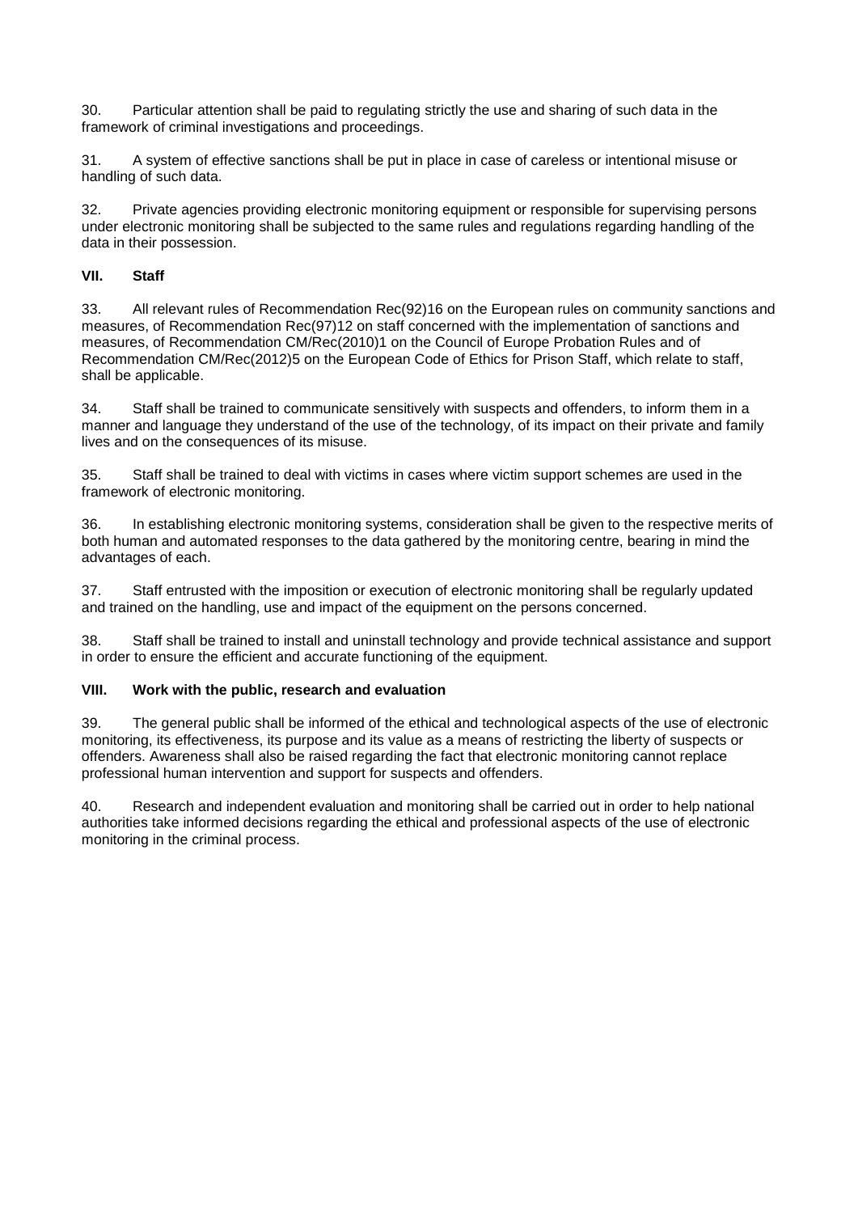30. Particular attention shall be paid to regulating strictly the use and sharing of such data in the framework of criminal investigations and proceedings.

31. A system of effective sanctions shall be put in place in case of careless or intentional misuse or handling of such data.

32. Private agencies providing electronic monitoring equipment or responsible for supervising persons under electronic monitoring shall be subjected to the same rules and regulations regarding handling of the data in their possession.

### VII. Staff

33. All relevant rules of Recommendation Rec(92)16 on the European rules on community sanctions and measures, of Recommendation Rec(97)12 on staff concerned with the implementation of sanctions and measures, of Recommendation CM/Rec(2010)1 on the Council of Europe Probation Rules and of Recommendation CM/Rec(2012)5 on the European Code of Ethics for Prison Staff, which relate to staff, shall be applicable.

34. Staff shall be trained to communicate sensitively with suspects and offenders, to inform them in a manner and language they understand of the use of the technology, of its impact on their private and family lives and on the consequences of its misuse.

35. Staff shall be trained to deal with victims in cases where victim support schemes are used in the framework of electronic monitoring.

36. In establishing electronic monitoring systems, consideration shall be given to the respective merits of both human and automated responses to the data gathered by the monitoring centre, bearing in mind the advantages of each.

37. Staff entrusted with the imposition or execution of electronic monitoring shall be regularly updated and trained on the handling, use and impact of the equipment on the persons concerned.

38. Staff shall be trained to install and uninstall technology and provide technical assistance and support in order to ensure the efficient and accurate functioning of the equipment.

### VIII. Work with the public, research and evaluation

39. The general public shall be informed of the ethical and technological aspects of the use of electronic monitoring, its effectiveness, its purpose and its value as a means of restricting the liberty of suspects or offenders. Awareness shall also be raised regarding the fact that electronic monitoring cannot replace professional human intervention and support for suspects and offenders.

40. Research and independent evaluation and monitoring shall be carried out in order to help national authorities take informed decisions regarding the ethical and professional aspects of the use of electronic monitoring in the criminal process.